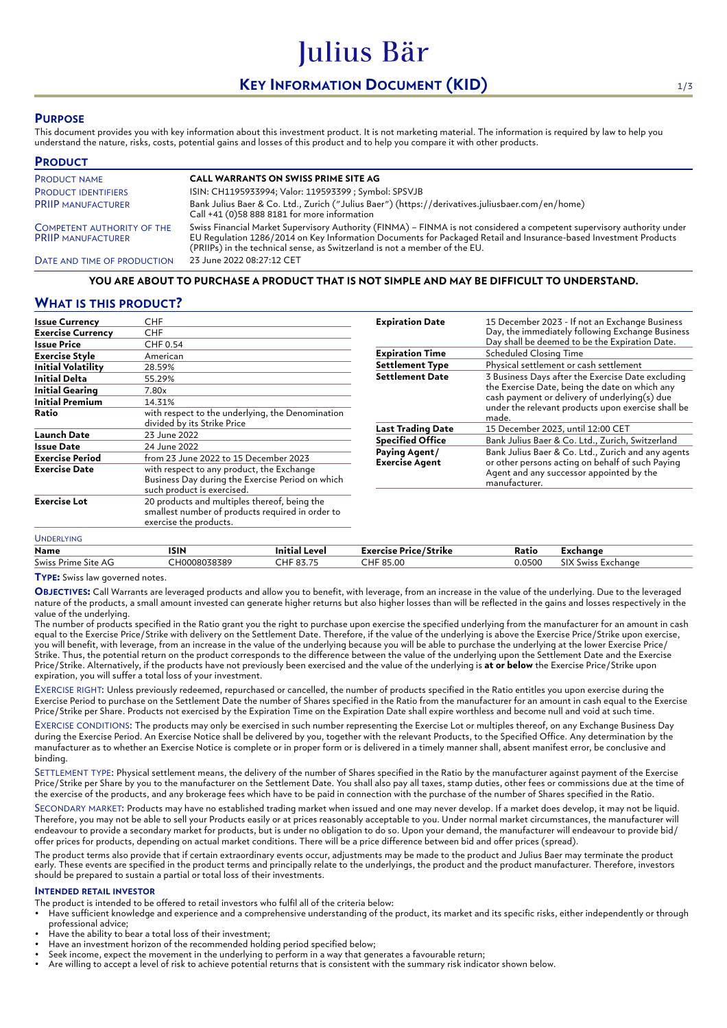# Julius Bär

# KEY INFORMATION DOCUMENT (KID)

## PURPOSE

This document provides you with key information about this investment product. It is not marketing material. The information is required by law to help you understand the nature, risks, costs, potential gains and losses of this product and to help you compare it with other products.

## PRODUCT

| | |
|---|---|
| PRODUCT NAME | **CALL WARRANTS ON SWISS PRIME SITE AG** |
| PRODUCT IDENTIFIERS | ISIN: CH1195933994; Valor: 119593399 ; Symbol: SPSVJB |
| PRIIP MANUFACTURER | Bank Julius Baer & Co. Ltd., Zurich ("Julius Baer") (https://derivatives.juliusbaer.com/en/home)<br>Call +41 (0)58 888 8181 for more information |
| COMPETENT AUTHORITY OF THE PRIIP MANUFACTURER | Swiss Financial Market Supervisory Authority (FINMA) – FINMA is not considered a competent supervisory authority under EU Regulation 1286/2014 on Key Information Documents for Packaged Retail and Insurance-based Investment Products (PRIIPs) in the technical sense, as Switzerland is not a member of the EU. |
| DATE AND TIME OF PRODUCTION | 23 June 2022 08:27:12 CET |

**YOU ARE ABOUT TO PURCHASE A PRODUCT THAT IS NOT SIMPLE AND MAY BE DIFFICULT TO UNDERSTAND.**

## WHAT IS THIS PRODUCT?

| | |
|---|---|
| **Issue Currency** | CHF |
| **Exercise Currency** | CHF |
| **Issue Price** | CHF 0.54 |
| **Exercise Style** | American |
| **Initial Volatility** | 28.59% |
| **Initial Delta** | 55.29% |
| **Initial Gearing** | 7.80x |
| **Initial Premium** | 14.31% |
| **Ratio** | with respect to the underlying, the Denomination divided by its Strike Price |
| **Launch Date** | 23 June 2022 |
| **Issue Date** | 24 June 2022 |
| **Exercise Period** | from 23 June 2022 to 15 December 2023 |
| **Exercise Date** | with respect to any product, the Exchange Business Day during the Exercise Period on which such product is exercised. |
| **Exercise Lot** | 20 products and multiples thereof, being the smallest number of products required in order to exercise the products. |
| **Expiration Date** | 15 December 2023 - If not an Exchange Business Day, the immediately following Exchange Business Day shall be deemed to be the Expiration Date. |
| **Expiration Time** | Scheduled Closing Time |
| **Settlement Type** | Physical settlement or cash settlement |
| **Settlement Date** | 3 Business Days after the Exercise Date excluding the Exercise Date, being the date on which any cash payment or delivery of underlying(s) due under the relevant products upon exercise shall be made. |
| **Last Trading Date** | 15 December 2023, until 12:00 CET |
| **Specified Office** | Bank Julius Baer & Co. Ltd., Zurich, Switzerland |
| **Paying Agent/ Exercise Agent** | Bank Julius Baer & Co. Ltd., Zurich and any agents or other persons acting on behalf of such Paying Agent and any successor appointed by the manufacturer. |

UNDERLYING

| Name | ISIN | Initial Level | Exercise Price/Strike | Ratio | Exchange |
|---|---|---|---|---|---|
| Swiss Prime Site AG | CH0008038389 | CHF 83.75 | CHF 85.00 | 0.0500 | SIX Swiss Exchange |

**TYPE:** Swiss law governed notes.

**OBJECTIVES:** Call Warrants are leveraged products and allow you to benefit, with leverage, from an increase in the value of the underlying. Due to the leveraged nature of the products, a small amount invested can generate higher returns but also higher losses than will be reflected in the gains and losses respectively in the value of the underlying.

The number of products specified in the Ratio grant you the right to purchase upon exercise the specified underlying from the manufacturer for an amount in cash equal to the Exercise Price/Strike with delivery on the Settlement Date. Therefore, if the value of the underlying is above the Exercise Price/Strike upon exercise, you will benefit, with leverage, from an increase in the value of the underlying because you will be able to purchase the underlying at the lower Exercise Price/ Strike. Thus, the potential return on the product corresponds to the difference between the value of the underlying upon the Settlement Date and the Exercise Price/Strike. Alternatively, if the products have not previously been exercised and the value of the underlying is **at or below** the Exercise Price/Strike upon expiration, you will suffer a total loss of your investment.

EXERCISE RIGHT: Unless previously redeemed, repurchased or cancelled, the number of products specified in the Ratio entitles you upon exercise during the Exercise Period to purchase on the Settlement Date the number of Shares specified in the Ratio from the manufacturer for an amount in cash equal to the Exercise Price/Strike per Share. Products not exercised by the Expiration Time on the Expiration Date shall expire worthless and become null and void at such time.

EXERCISE CONDITIONS: The products may only be exercised in such number representing the Exercise Lot or multiples thereof, on any Exchange Business Day during the Exercise Period. An Exercise Notice shall be delivered by you, together with the relevant Products, to the Specified Office. Any determination by the manufacturer as to whether an Exercise Notice is complete or in proper form or is delivered in a timely manner shall, absent manifest error, be conclusive and binding.

SETTLEMENT TYPE: Physical settlement means, the delivery of the number of Shares specified in the Ratio by the manufacturer against payment of the Exercise Price/Strike per Share by you to the manufacturer on the Settlement Date. You shall also pay all taxes, stamp duties, other fees or commissions due at the time of the exercise of the products, and any brokerage fees which have to be paid in connection with the purchase of the number of Shares specified in the Ratio.

SECONDARY MARKET: Products may have no established trading market when issued and one may never develop. If a market does develop, it may not be liquid. Therefore, you may not be able to sell your Products easily or at prices reasonably acceptable to you. Under normal market circumstances, the manufacturer will endeavour to provide a secondary market for products, but is under no obligation to do so. Upon your demand, the manufacturer will endeavour to provide bid/ offer prices for products, depending on actual market conditions. There will be a price difference between bid and offer prices (spread).

The product terms also provide that if certain extraordinary events occur, adjustments may be made to the product and Julius Baer may terminate the product early. These events are specified in the product terms and principally relate to the underlyings, the product and the product manufacturer. Therefore, investors should be prepared to sustain a partial or total loss of their investments.

### INTENDED RETAIL INVESTOR

The product is intended to be offered to retail investors who fulfil all of the criteria below:

- Have sufficient knowledge and experience and a comprehensive understanding of the product, its market and its specific risks, either independently or through professional advice;
- Have the ability to bear a total loss of their investment;
- Have an investment horizon of the recommended holding period specified below;
- Seek income, expect the movement in the underlying to perform in a way that generates a favourable return;
- Are willing to accept a level of risk to achieve potential returns that is consistent with the summary risk indicator shown below.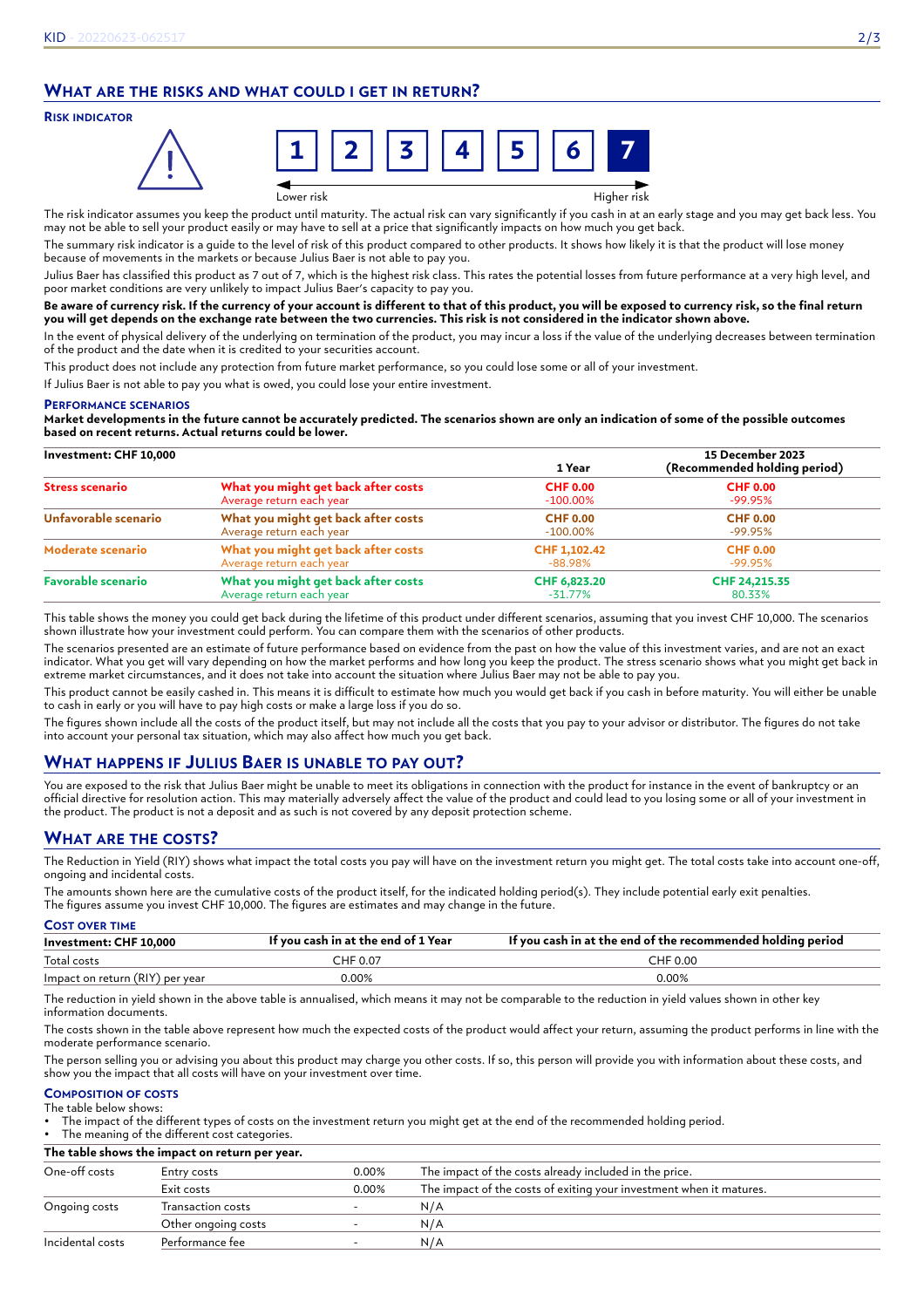## What are the risks and what could I get in return?

### Risk indicator

| 1 | 2 | 3 | 4 | 5 | 6 | **7** |
|---|---|---|---|---|---|---|

Lower risk → Higher risk

The risk indicator assumes you keep the product until maturity. The actual risk can vary significantly if you cash in at an early stage and you may get back less. You may not be able to sell your product easily or may have to sell at a price that significantly impacts on how much you get back.

The summary risk indicator is a guide to the level of risk of this product compared to other products. It shows how likely it is that the product will lose money because of movements in the markets or because Julius Baer is not able to pay you.

Julius Baer has classified this product as 7 out of 7, which is the highest risk class. This rates the potential losses from future performance at a very high level, and poor market conditions are very unlikely to impact Julius Baer's capacity to pay you.

**Be aware of currency risk. If the currency of your account is different to that of this product, you will be exposed to currency risk, so the final return you will get depends on the exchange rate between the two currencies. This risk is not considered in the indicator shown above.**

In the event of physical delivery of the underlying on termination of the product, you may incur a loss if the value of the underlying decreases between termination of the product and the date when it is credited to your securities account.

This product does not include any protection from future market performance, so you could lose some or all of your investment.

If Julius Baer is not able to pay you what is owed, you could lose your entire investment.

### Performance scenarios

**Market developments in the future cannot be accurately predicted. The scenarios shown are only an indication of some of the possible outcomes based on recent returns. Actual returns could be lower.**

| Investment: CHF 10,000 | | 1 Year | 15 December 2023 (Recommended holding period) |
|---|---|---|---|
| **Stress scenario** | **What you might get back after costs** | **CHF 0.00** | **CHF 0.00** |
| | Average return each year | -100.00% | -99.95% |
| **Unfavorable scenario** | **What you might get back after costs** | **CHF 0.00** | **CHF 0.00** |
| | Average return each year | -100.00% | -99.95% |
| **Moderate scenario** | **What you might get back after costs** | **CHF 1,102.42** | **CHF 0.00** |
| | Average return each year | -88.98% | -99.95% |
| **Favorable scenario** | **What you might get back after costs** | **CHF 6,823.20** | **CHF 24,215.35** |
| | Average return each year | -31.77% | 80.33% |

This table shows the money you could get back during the lifetime of this product under different scenarios, assuming that you invest CHF 10,000. The scenarios shown illustrate how your investment could perform. You can compare them with the scenarios of other products.

The scenarios presented are an estimate of future performance based on evidence from the past on how the value of this investment varies, and are not an exact indicator. What you get will vary depending on how the market performs and how long you keep the product. The stress scenario shows what you might get back in extreme market circumstances, and it does not take into account the situation where Julius Baer may not be able to pay you.

This product cannot be easily cashed in. This means it is difficult to estimate how much you would get back if you cash in before maturity. You will either be unable to cash in early or you will have to pay high costs or make a large loss if you do so.

The figures shown include all the costs of the product itself, but may not include all the costs that you pay to your advisor or distributor. The figures do not take into account your personal tax situation, which may also affect how much you get back.

## What happens if Julius Baer is unable to pay out?

You are exposed to the risk that Julius Baer might be unable to meet its obligations in connection with the product for instance in the event of bankruptcy or an official directive for resolution action. This may materially adversely affect the value of the product and could lead to you losing some or all of your investment in the product. The product is not a deposit and as such is not covered by any deposit protection scheme.

## What are the costs?

The Reduction in Yield (RIY) shows what impact the total costs you pay will have on the investment return you might get. The total costs take into account one-off, ongoing and incidental costs.

The amounts shown here are the cumulative costs of the product itself, for the indicated holding period(s). They include potential early exit penalties. The figures assume you invest CHF 10,000. The figures are estimates and may change in the future.

### Cost over time

| Investment: CHF 10,000 | If you cash in at the end of 1 Year | If you cash in at the end of the recommended holding period |
|---|---|---|
| Total costs | CHF 0.07 | CHF 0.00 |
| Impact on return (RIY) per year | 0.00% | 0.00% |

The reduction in yield shown in the above table is annualised, which means it may not be comparable to the reduction in yield values shown in other key information documents.

The costs shown in the table above represent how much the expected costs of the product would affect your return, assuming the product performs in line with the moderate performance scenario.

The person selling you or advising you about this product may charge you other costs. If so, this person will provide you with information about these costs, and show you the impact that all costs will have on your investment over time.

### Composition of costs

The table below shows:
- The impact of the different types of costs on the investment return you might get at the end of the recommended holding period.
- The meaning of the different cost categories.

| The table shows the impact on return per year. | | | |
|---|---|---|---|
| One-off costs | Entry costs | 0.00% | The impact of the costs already included in the price. |
| | Exit costs | 0.00% | The impact of the costs of exiting your investment when it matures. |
| Ongoing costs | Transaction costs | - | N/A |
| | Other ongoing costs | - | N/A |
| Incidental costs | Performance fee | - | N/A |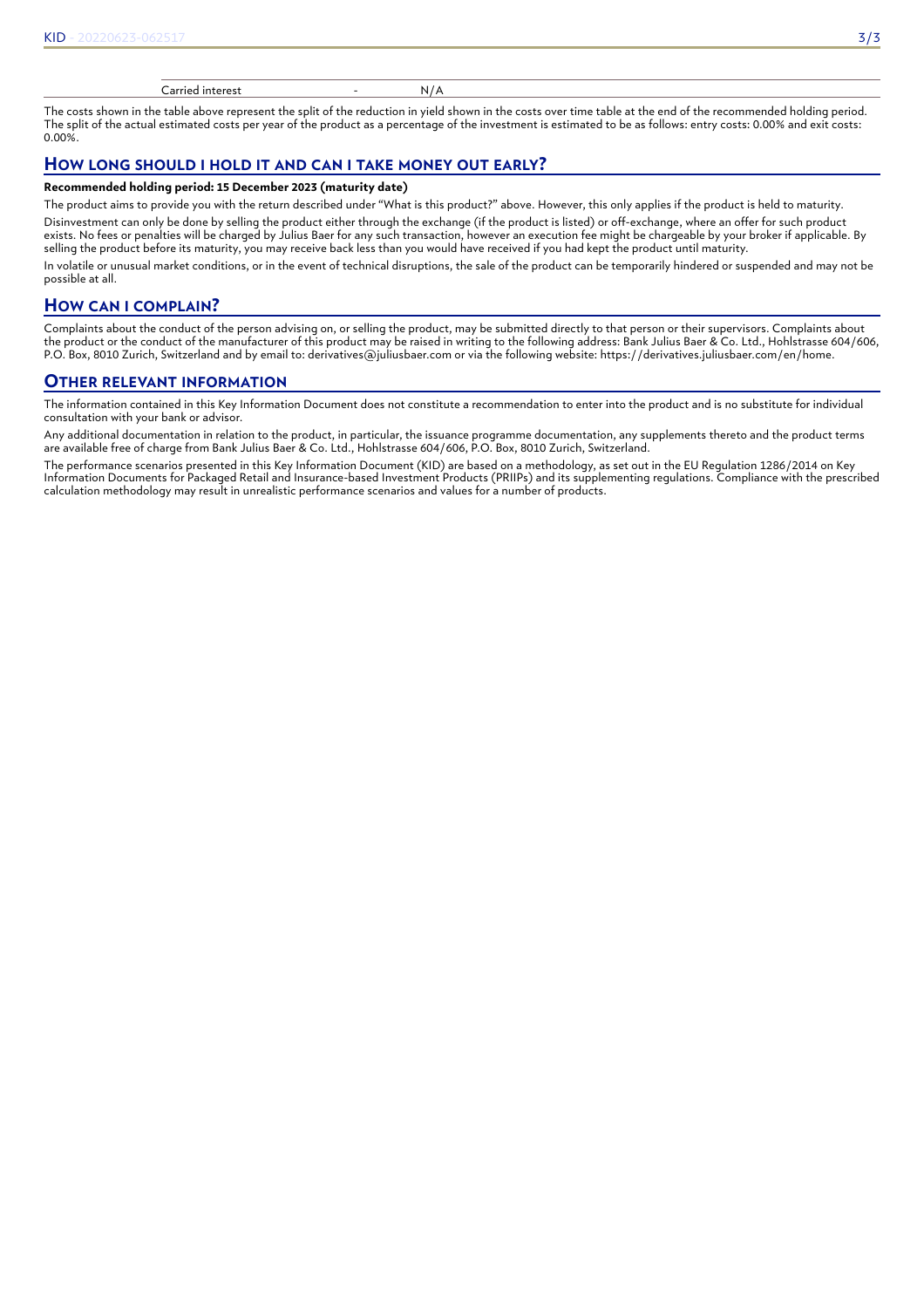| | | |
|---|---|---|
| Carried interest | - | N/A |

The costs shown in the table above represent the split of the reduction in yield shown in the costs over time table at the end of the recommended holding period. The split of the actual estimated costs per year of the product as a percentage of the investment is estimated to be as follows: entry costs: 0.00% and exit costs: 0.00%.

## How long should I hold it and can I take money out early?

**Recommended holding period: 15 December 2023 (maturity date)**

The product aims to provide you with the return described under "What is this product?" above. However, this only applies if the product is held to maturity.

Disinvestment can only be done by selling the product either through the exchange (if the product is listed) or off-exchange, where an offer for such product exists. No fees or penalties will be charged by Julius Baer for any such transaction, however an execution fee might be chargeable by your broker if applicable. By selling the product before its maturity, you may receive back less than you would have received if you had kept the product until maturity.

In volatile or unusual market conditions, or in the event of technical disruptions, the sale of the product can be temporarily hindered or suspended and may not be possible at all.

## How can I complain?

Complaints about the conduct of the person advising on, or selling the product, may be submitted directly to that person or their supervisors. Complaints about the product or the conduct of the manufacturer of this product may be raised in writing to the following address: Bank Julius Baer & Co. Ltd., Hohlstrasse 604/606, P.O. Box, 8010 Zurich, Switzerland and by email to: derivatives@juliusbaer.com or via the following website: https://derivatives.juliusbaer.com/en/home.

## Other relevant information

The information contained in this Key Information Document does not constitute a recommendation to enter into the product and is no substitute for individual consultation with your bank or advisor.

Any additional documentation in relation to the product, in particular, the issuance programme documentation, any supplements thereto and the product terms are available free of charge from Bank Julius Baer & Co. Ltd., Hohlstrasse 604/606, P.O. Box, 8010 Zurich, Switzerland.

The performance scenarios presented in this Key Information Document (KID) are based on a methodology, as set out in the EU Regulation 1286/2014 on Key Information Documents for Packaged Retail and Insurance-based Investment Products (PRIIPs) and its supplementing regulations. Compliance with the prescribed calculation methodology may result in unrealistic performance scenarios and values for a number of products.